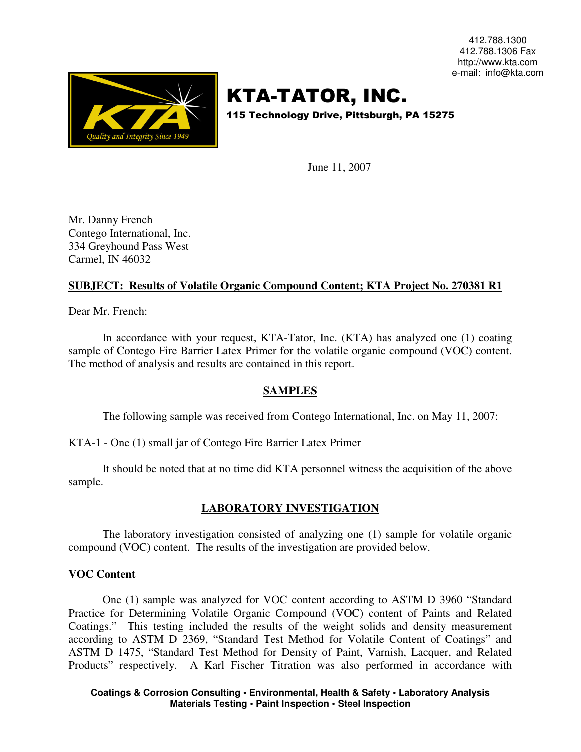412.788.1300
412.788.1306 Fax
http://www.kta.com
e-mail: info@kta.com

# KTA-TATOR, INC.

**115 Technology Drive, Pittsburgh, PA 15275**

June 11, 2007

Mr. Danny French
Contego International, Inc.
334 Greyhound Pass West
Carmel, IN 46032

**SUBJECT: Results of Volatile Organic Compound Content; KTA Project No. 270381 R1**

Dear Mr. French:

In accordance with your request, KTA-Tator, Inc. (KTA) has analyzed one (1) coating sample of Contego Fire Barrier Latex Primer for the volatile organic compound (VOC) content. The method of analysis and results are contained in this report.

## SAMPLES

The following sample was received from Contego International, Inc. on May 11, 2007:

KTA-1 - One (1) small jar of Contego Fire Barrier Latex Primer

It should be noted that at no time did KTA personnel witness the acquisition of the above sample.

## LABORATORY INVESTIGATION

The laboratory investigation consisted of analyzing one (1) sample for volatile organic compound (VOC) content. The results of the investigation are provided below.

### VOC Content

One (1) sample was analyzed for VOC content according to ASTM D 3960 "Standard Practice for Determining Volatile Organic Compound (VOC) content of Paints and Related Coatings." This testing included the results of the weight solids and density measurement according to ASTM D 2369, "Standard Test Method for Volatile Content of Coatings" and ASTM D 1475, "Standard Test Method for Density of Paint, Varnish, Lacquer, and Related Products" respectively. A Karl Fischer Titration was also performed in accordance with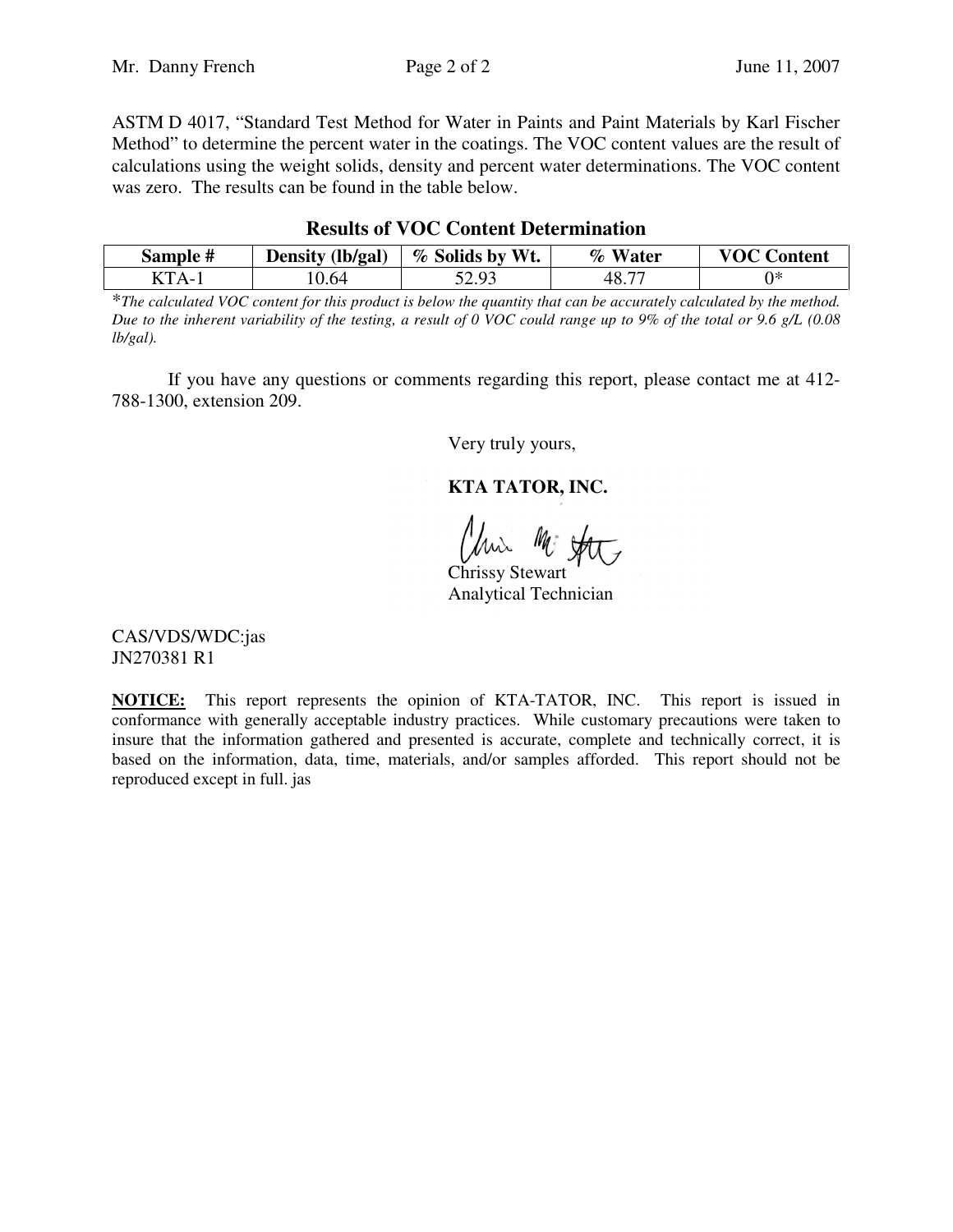ASTM D 4017, “Standard Test Method for Water in Paints and Paint Materials by Karl Fischer Method” to determine the percent water in the coatings. The VOC content values are the result of calculations using the weight solids, density and percent water determinations. The VOC content was zero. The results can be found in the table below.

**Results of VOC Content Determination**

| Sample # | Density (lb/gal) | % Solids by Wt. | % Water | VOC Content |
|---|---|---|---|---|
| KTA-1 | 10.64 | 52.93 | 48.77 | 0* |

*\*The calculated VOC content for this product is below the quantity that can be accurately calculated by the method. Due to the inherent variability of the testing, a result of 0 VOC could range up to 9% of the total or 9.6 g/L (0.08 lb/gal).*

If you have any questions or comments regarding this report, please contact me at 412-788-1300, extension 209.

Very truly yours,

**KTA TATOR, INC.**

Chrissy Stewart
Analytical Technician

CAS/VDS/WDC:jas
JN270381 R1

**NOTICE:** This report represents the opinion of KTA-TATOR, INC. This report is issued in conformance with generally acceptable industry practices. While customary precautions were taken to insure that the information gathered and presented is accurate, complete and technically correct, it is based on the information, data, time, materials, and/or samples afforded. This report should not be reproduced except in full. jas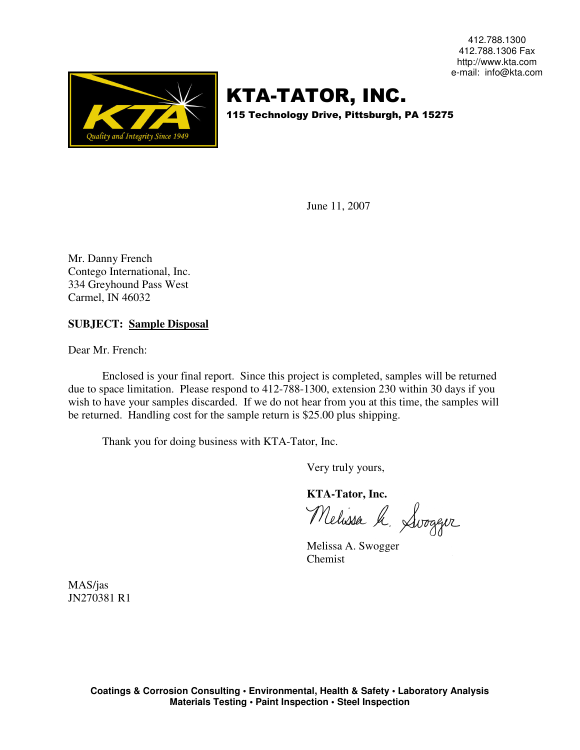412.788.1300
412.788.1306 Fax
http://www.kta.com
e-mail: info@kta.com

KTA
Quality and Integrity Since 1949

# KTA-TATOR, INC.

**115 Technology Drive, Pittsburgh, PA 15275**

June 11, 2007

Mr. Danny French
Contego International, Inc.
334 Greyhound Pass West
Carmel, IN 46032

**SUBJECT: Sample Disposal**

Dear Mr. French:

Enclosed is your final report. Since this project is completed, samples will be returned due to space limitation. Please respond to 412-788-1300, extension 230 within 30 days if you wish to have your samples discarded. If we do not hear from you at this time, the samples will be returned. Handling cost for the sample return is $25.00 plus shipping.

Thank you for doing business with KTA-Tator, Inc.

Very truly yours,

**KTA-Tator, Inc.**

Melissa A. Swogger

Melissa A. Swogger
Chemist

MAS/jas
JN270381 R1

**Coatings & Corrosion Consulting • Environmental, Health & Safety • Laboratory Analysis**
**Materials Testing • Paint Inspection • Steel Inspection**